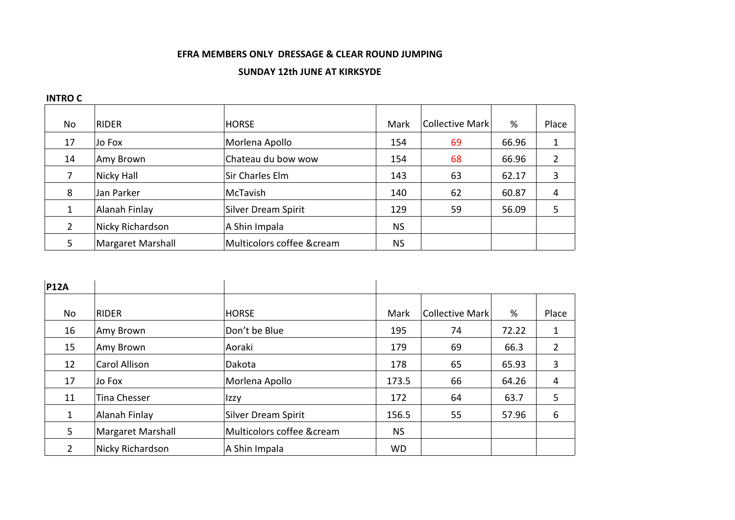**EFRA MEMBERS ONLY DRESSAGE & CLEAR ROUND JUMPING**

**SUNDAY 12th JUNE AT KIRKSYDE**

**INTRO C**

| No | RIDER | HORSE | Mark | Collective Mark | % | Place |
|---|---|---|---|---|---|---|
| 17 | Jo Fox | Morlena Apollo | 154 | 69 | 66.96 | 1 |
| 14 | Amy Brown | Chateau du bow wow | 154 | 68 | 66.96 | 2 |
| 7 | Nicky Hall | Sir Charles Elm | 143 | 63 | 62.17 | 3 |
| 8 | Jan Parker | McTavish | 140 | 62 | 60.87 | 4 |
| 1 | Alanah Finlay | Silver Dream Spirit | 129 | 59 | 56.09 | 5 |
| 2 | Nicky Richardson | A Shin Impala | NS | | | |
| 5 | Margaret Marshall | Multicolors coffee &cream | NS | | | |

**P12A**

| No | RIDER | HORSE | Mark | Collective Mark | % | Place |
|---|---|---|---|---|---|---|
| 16 | Amy Brown | Don't be Blue | 195 | 74 | 72.22 | 1 |
| 15 | Amy Brown | Aoraki | 179 | 69 | 66.3 | 2 |
| 12 | Carol Allison | Dakota | 178 | 65 | 65.93 | 3 |
| 17 | Jo Fox | Morlena Apollo | 173.5 | 66 | 64.26 | 4 |
| 11 | Tina Chesser | Izzy | 172 | 64 | 63.7 | 5 |
| 1 | Alanah Finlay | Silver Dream Spirit | 156.5 | 55 | 57.96 | 6 |
| 5 | Margaret Marshall | Multicolors coffee &cream | NS | | | |
| 2 | Nicky Richardson | A Shin Impala | WD | | | |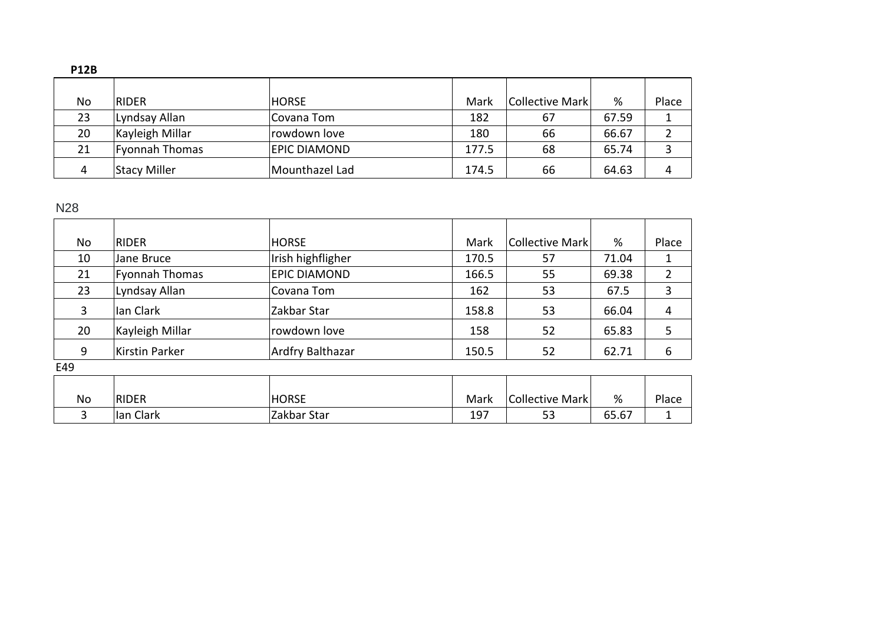**P12B**

| No | RIDER | HORSE | Mark | Collective Mark | % | Place |
|---|---|---|---|---|---|---|
| 23 | Lyndsay Allan | Covana Tom | 182 | 67 | 67.59 | 1 |
| 20 | Kayleigh Millar | rowdown love | 180 | 66 | 66.67 | 2 |
| 21 | Fyonnah Thomas | EPIC DIAMOND | 177.5 | 68 | 65.74 | 3 |
| 4 | Stacy Miller | Mounthazel Lad | 174.5 | 66 | 64.63 | 4 |

N28

| No | RIDER | HORSE | Mark | Collective Mark | % | Place |
|---|---|---|---|---|---|---|
| 10 | Jane Bruce | Irish highfligher | 170.5 | 57 | 71.04 | 1 |
| 21 | Fyonnah Thomas | EPIC DIAMOND | 166.5 | 55 | 69.38 | 2 |
| 23 | Lyndsay Allan | Covana Tom | 162 | 53 | 67.5 | 3 |
| 3 | Ian Clark | Zakbar Star | 158.8 | 53 | 66.04 | 4 |
| 20 | Kayleigh Millar | rowdown love | 158 | 52 | 65.83 | 5 |
| 9 | Kirstin Parker | Ardfry Balthazar | 150.5 | 52 | 62.71 | 6 |

E49

| No | RIDER | HORSE | Mark | Collective Mark | % | Place |
|---|---|---|---|---|---|---|
| 3 | Ian Clark | Zakbar Star | 197 | 53 | 65.67 | 1 |